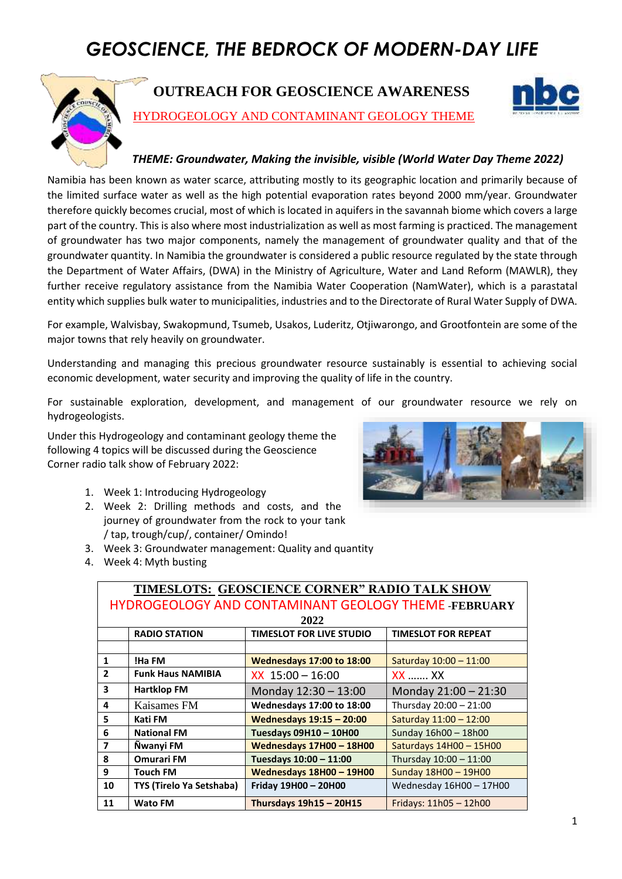# GEOSCIENCE, THE BEDROCK OF MODERN-DAY LIFE

## OUTREACH FOR GEOSCIENCE AWARENESS

HYDROGEOLOGY AND CONTAMINANT GEOLOGY THEME

***THEME: Groundwater, Making the invisible, visible (World Water Day Theme 2022)***

Namibia has been known as water scarce, attributing mostly to its geographic location and primarily because of the limited surface water as well as the high potential evaporation rates beyond 2000 mm/year. Groundwater therefore quickly becomes crucial, most of which is located in aquifers in the savannah biome which covers a large part of the country. This is also where most industrialization as well as most farming is practiced. The management of groundwater has two major components, namely the management of groundwater quality and that of the groundwater quantity. In Namibia the groundwater is considered a public resource regulated by the state through the Department of Water Affairs, (DWA) in the Ministry of Agriculture, Water and Land Reform (MAWLR), they further receive regulatory assistance from the Namibia Water Cooperation (NamWater), which is a parastatal entity which supplies bulk water to municipalities, industries and to the Directorate of Rural Water Supply of DWA.

For example, Walvisbay, Swakopmund, Tsumeb, Usakos, Luderitz, Otjiwarongo, and Grootfontein are some of the major towns that rely heavily on groundwater.

Understanding and managing this precious groundwater resource sustainably is essential to achieving social economic development, water security and improving the quality of life in the country.

For sustainable exploration, development, and management of our groundwater resource we rely on hydrogeologists.

Under this Hydrogeology and contaminant geology theme the following 4 topics will be discussed during the Geoscience Corner radio talk show of February 2022:

1. Week 1: Introducing Hydrogeology
2. Week 2: Drilling methods and costs, and the journey of groundwater from the rock to your tank / tap, trough/cup/, container/ Omindo!
3. Week 3: Groundwater management: Quality and quantity
4. Week 4: Myth busting

**TIMESLOTS: GEOSCIENCE CORNER" RADIO TALK SHOW**
HYDROGEOLOGY AND CONTAMINANT GEOLOGY THEME -**FEBRUARY 2022**

| | RADIO STATION | TIMESLOT FOR LIVE STUDIO | TIMESLOT FOR REPEAT |
|---|---|---|---|
| | | | |
| 1 | !Ha FM | Wednesdays 17:00 to 18:00 | Saturday 10:00 – 11:00 |
| 2 | Funk Haus NAMIBIA | XX 15:00 – 16:00 | XX ……. XX |
| 3 | Hartklop FM | Monday 12:30 – 13:00 | Monday 21:00 – 21:30 |
| 4 | Kaisames FM | Wednesdays 17:00 to 18:00 | Thursday 20:00 – 21:00 |
| 5 | Kati FM | Wednesdays 19:15 – 20:00 | Saturday 11:00 – 12:00 |
| 6 | National FM | Tuesdays 09H10 – 10H00 | Sunday 16h00 – 18h00 |
| 7 | Ñwanyi FM | Wednesdays 17H00 – 18H00 | Saturdays 14H00 – 15H00 |
| 8 | Omurari FM | Tuesdays 10:00 – 11:00 | Thursday 10:00 – 11:00 |
| 9 | Touch FM | Wednesdays 18H00 – 19H00 | Sunday 18H00 – 19H00 |
| 10 | TYS (Tirelo Ya Setshaba) | Friday 19H00 – 20H00 | Wednesday 16H00 – 17H00 |
| 11 | Wato FM | Thursdays 19h15 – 20H15 | Fridays: 11h05 – 12h00 |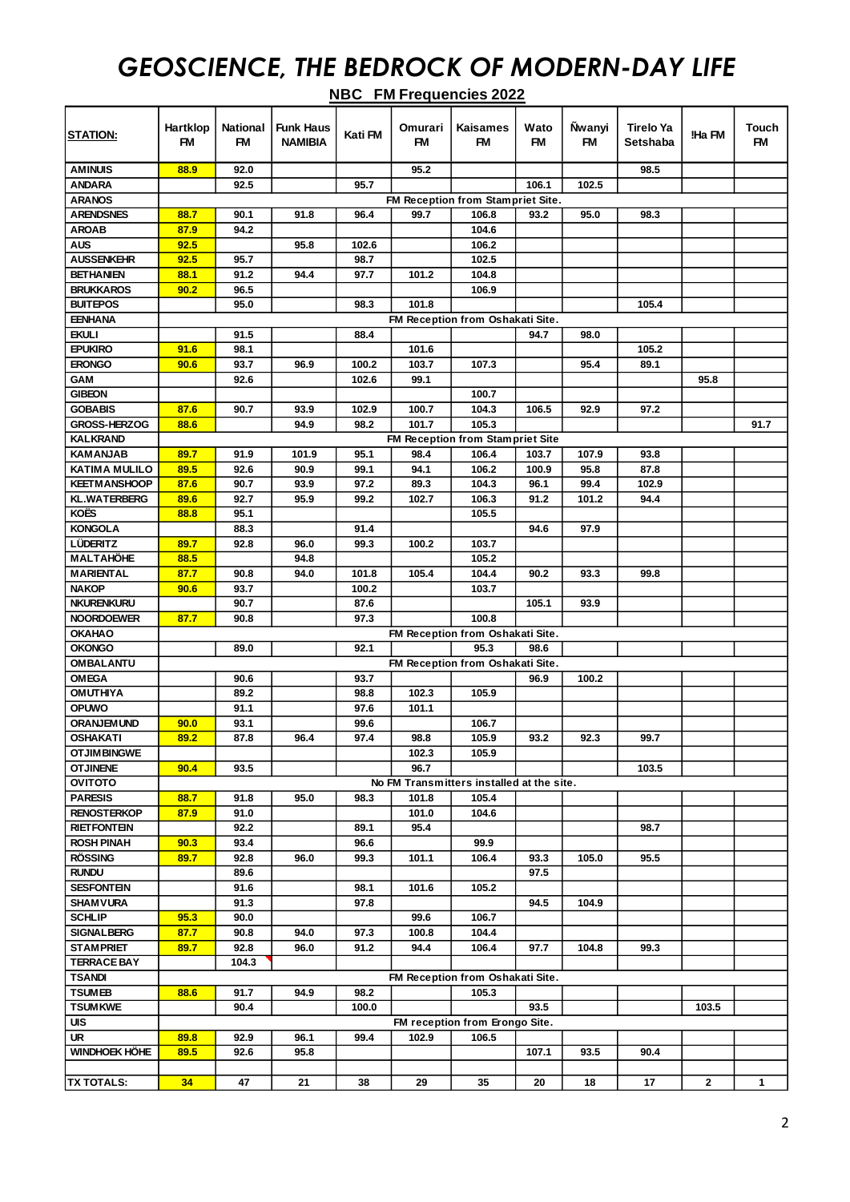# GEOSCIENCE, THE BEDROCK OF MODERN-DAY LIFE

## NBC FM Frequencies 2022

| STATION: | Hartklop FM | National FM | Funk Haus NAMIBIA | Kati FM | Omurari FM | Kaisames FM | Wato FM | Ñwanyi FM | Tirelo Ya Setshaba | !Ha FM | Touch FM |
|---|---|---|---|---|---|---|---|---|---|---|---|
| AMINUIS | 88.9 | 92.0 | | | 95.2 | | | | 98.5 | | |
| ANDARA | | 92.5 | | 95.7 | | | 106.1 | 102.5 | | | |
| ARANOS | FM Reception from Stampriet Site. | | | | | | | | | | |
| ARENDSNES | 88.7 | 90.1 | 91.8 | 96.4 | 99.7 | 106.8 | 93.2 | 95.0 | 98.3 | | |
| AROAB | 87.9 | 94.2 | | | | 104.6 | | | | | |
| AUS | 92.5 | | 95.8 | 102.6 | | 106.2 | | | | | |
| AUSSENKEHR | 92.5 | 95.7 | | 98.7 | | 102.5 | | | | | |
| BETHANIEN | 88.1 | 91.2 | 94.4 | 97.7 | 101.2 | 104.8 | | | | | |
| BRUKKAROS | 90.2 | 96.5 | | | | 106.9 | | | | | |
| BUITEPOS | | 95.0 | | 98.3 | 101.8 | | | | 105.4 | | |
| EENHANA | FM Reception from Oshakati Site. | | | | | | | | | | |
| EKULI | | 91.5 | | 88.4 | | | 94.7 | 98.0 | | | |
| EPUKIRO | 91.6 | 98.1 | | | 101.6 | | | | 105.2 | | |
| ERONGO | 90.6 | 93.7 | 96.9 | 100.2 | 103.7 | 107.3 | | 95.4 | 89.1 | | |
| GAM | | 92.6 | | 102.6 | 99.1 | | | | | 95.8 | |
| GIBEON | | | | | | 100.7 | | | | | |
| GOBABIS | 87.6 | 90.7 | 93.9 | 102.9 | 100.7 | 104.3 | 106.5 | 92.9 | 97.2 | | |
| GROSS-HERZOG | 88.6 | | 94.9 | 98.2 | 101.7 | 105.3 | | | | | 91.7 |
| KALKRAND | FM Reception from Stampriet Site | | | | | | | | | | |
| KAMANJAB | 89.7 | 91.9 | 101.9 | 95.1 | 98.4 | 106.4 | 103.7 | 107.9 | 93.8 | | |
| KATIMA MULILO | 89.5 | 92.6 | 90.9 | 99.1 | 94.1 | 106.2 | 100.9 | 95.8 | 87.8 | | |
| KEETMANSHOOP | 87.6 | 90.7 | 93.9 | 97.2 | 89.3 | 104.3 | 96.1 | 99.4 | 102.9 | | |
| KL.WATERBERG | 89.6 | 92.7 | 95.9 | 99.2 | 102.7 | 106.3 | 91.2 | 101.2 | 94.4 | | |
| KOËS | 88.8 | 95.1 | | | | 105.5 | | | | | |
| KONGOLA | | 88.3 | | 91.4 | | | 94.6 | 97.9 | | | |
| LÜDERITZ | 89.7 | 92.8 | 96.0 | 99.3 | 100.2 | 103.7 | | | | | |
| MALTAHÖHE | 88.5 | | 94.8 | | | 105.2 | | | | | |
| MARIENTAL | 87.7 | 90.8 | 94.0 | 101.8 | 105.4 | 104.4 | 90.2 | 93.3 | 99.8 | | |
| NAKOP | 90.6 | 93.7 | | 100.2 | | 103.7 | | | | | |
| NKURENKURU | | 90.7 | | 87.6 | | | 105.1 | 93.9 | | | |
| NOORDOEWER | 87.7 | 90.8 | | 97.3 | | 100.8 | | | | | |
| OKAHAO | FM Reception from Oshakati Site. | | | | | | | | | | |
| OKONGO | | 89.0 | | 92.1 | | 95.3 | 98.6 | | | | |
| OMBALANTU | FM Reception from Oshakati Site. | | | | | | | | | | |
| OMEGA | | 90.6 | | 93.7 | | | 96.9 | 100.2 | | | |
| OMUTHIYA | | 89.2 | | 98.8 | 102.3 | 105.9 | | | | | |
| OPUWO | | 91.1 | | 97.6 | 101.1 | | | | | | |
| ORANJEMUND | 90.0 | 93.1 | | 99.6 | | 106.7 | | | | | |
| OSHAKATI | 89.2 | 87.8 | 96.4 | 97.4 | 98.8 | 105.9 | 93.2 | 92.3 | 99.7 | | |
| OTJIMBINGWE | | | | | 102.3 | 105.9 | | | | | |
| OTJINENE | 90.4 | 93.5 | | | 96.7 | | | | 103.5 | | |
| OVITOTO | No FM Transmitters installed at the site. | | | | | | | | | | |
| PARESIS | 88.7 | 91.8 | 95.0 | 98.3 | 101.8 | 105.4 | | | | | |
| RENOSTERKOP | 87.9 | 91.0 | | | 101.0 | 104.6 | | | | | |
| RIETFONTEIN | | 92.2 | | 89.1 | 95.4 | | | | 98.7 | | |
| ROSH PINAH | 90.3 | 93.4 | | 96.6 | | 99.9 | | | | | |
| RÖSSING | 89.7 | 92.8 | 96.0 | 99.3 | 101.1 | 106.4 | 93.3 | 105.0 | 95.5 | | |
| RUNDU | | 89.6 | | | | | 97.5 | | | | |
| SESFONTEIN | | 91.6 | | 98.1 | 101.6 | 105.2 | | | | | |
| SHAMVURA | | 91.3 | | 97.8 | | | 94.5 | 104.9 | | | |
| SCHLIP | 95.3 | 90.0 | | | 99.6 | 106.7 | | | | | |
| SIGNALBERG | 87.7 | 90.8 | 94.0 | 97.3 | 100.8 | 104.4 | | | | | |
| STAMPRIET | 89.7 | 92.8 | 96.0 | 91.2 | 94.4 | 106.4 | 97.7 | 104.8 | 99.3 | | |
| TERRACE BAY | | 104.3 | | | | | | | | | |
| TSANDI | FM Reception from Oshakati Site. | | | | | | | | | | |
| TSUMEB | 88.6 | 91.7 | 94.9 | 98.2 | | 105.3 | | | | | |
| TSUMKWE | | 90.4 | | 100.0 | | | 93.5 | | | 103.5 | |
| UIS | FM reception from Erongo Site. | | | | | | | | | | |
| UR | 89.8 | 92.9 | 96.1 | 99.4 | 102.9 | 106.5 | | | | | |
| WINDHOEK HÖHE | 89.5 | 92.6 | 95.8 | | | | 107.1 | 93.5 | 90.4 | | |
| | | | | | | | | | | | |
| TX TOTALS: | 34 | 47 | 21 | 38 | 29 | 35 | 20 | 18 | 17 | 2 | 1 |